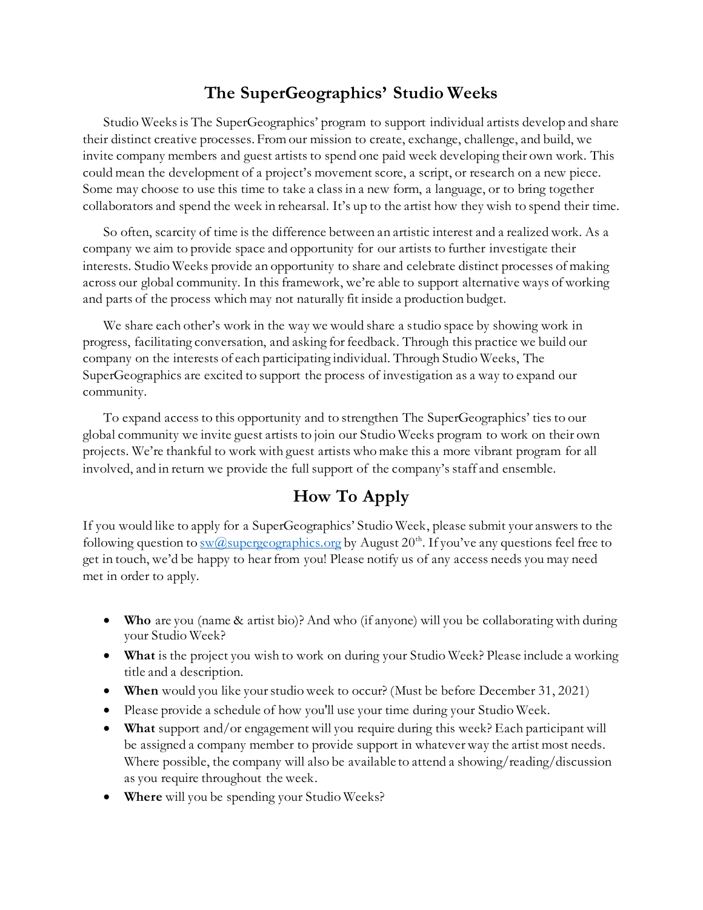# The SuperGeographics' Studio Weeks

Studio Weeks is The SuperGeographics' program to support individual artists develop and share their distinct creative processes. From our mission to create, exchange, challenge, and build, we invite company members and guest artists to spend one paid week developing their own work. This could mean the development of a project's movement score, a script, or research on a new piece. Some may choose to use this time to take a class in a new form, a language, or to bring together collaborators and spend the week in rehearsal. It's up to the artist how they wish to spend their time.

So often, scarcity of time is the difference between an artistic interest and a realized work. As a company we aim to provide space and opportunity for our artists to further investigate their interests. Studio Weeks provide an opportunity to share and celebrate distinct processes of making across our global community. In this framework, we're able to support alternative ways of working and parts of the process which may not naturally fit inside a production budget.

We share each other's work in the way we would share a studio space by showing work in progress, facilitating conversation, and asking for feedback. Through this practice we build our company on the interests of each participating individual. Through Studio Weeks, The SuperGeographics are excited to support the process of investigation as a way to expand our community.

To expand access to this opportunity and to strengthen The SuperGeographics' ties to our global community we invite guest artists to join our Studio Weeks program to work on their own projects. We're thankful to work with guest artists who make this a more vibrant program for all involved, and in return we provide the full support of the company's staff and ensemble.

## How To Apply

If you would like to apply for a SuperGeographics' Studio Week, please submit your answers to the following question to [sw@supergeographics.org](mailto:sw@supergeographics.org) by August 20th. If you've any questions feel free to get in touch, we'd be happy to hear from you! Please notify us of any access needs you may need met in order to apply.

- **Who** are you (name & artist bio)? And who (if anyone) will you be collaborating with during your Studio Week?
- **What** is the project you wish to work on during your Studio Week? Please include a working title and a description.
- **When** would you like your studio week to occur? (Must be before December 31, 2021)
- Please provide a schedule of how you'll use your time during your Studio Week.
- **What** support and/or engagement will you require during this week? Each participant will be assigned a company member to provide support in whatever way the artist most needs. Where possible, the company will also be available to attend a showing/reading/discussion as you require throughout the week.
- **Where** will you be spending your Studio Weeks?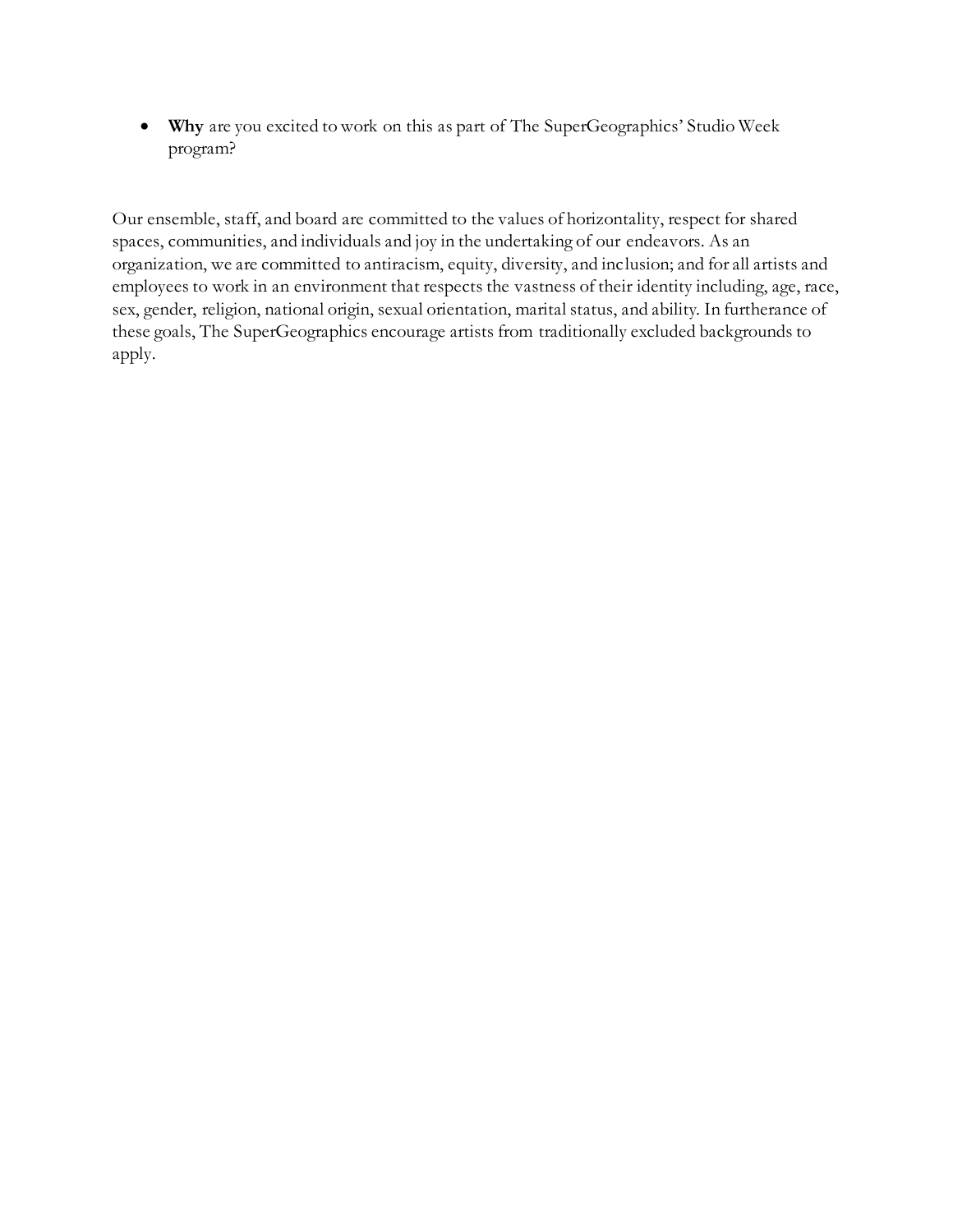- **Why** are you excited to work on this as part of The SuperGeographics' Studio Week program?

Our ensemble, staff, and board are committed to the values of horizontality, respect for shared spaces, communities, and individuals and joy in the undertaking of our endeavors. As an organization, we are committed to antiracism, equity, diversity, and inclusion; and for all artists and employees to work in an environment that respects the vastness of their identity including, age, race, sex, gender, religion, national origin, sexual orientation, marital status, and ability. In furtherance of these goals, The SuperGeographics encourage artists from traditionally excluded backgrounds to apply.